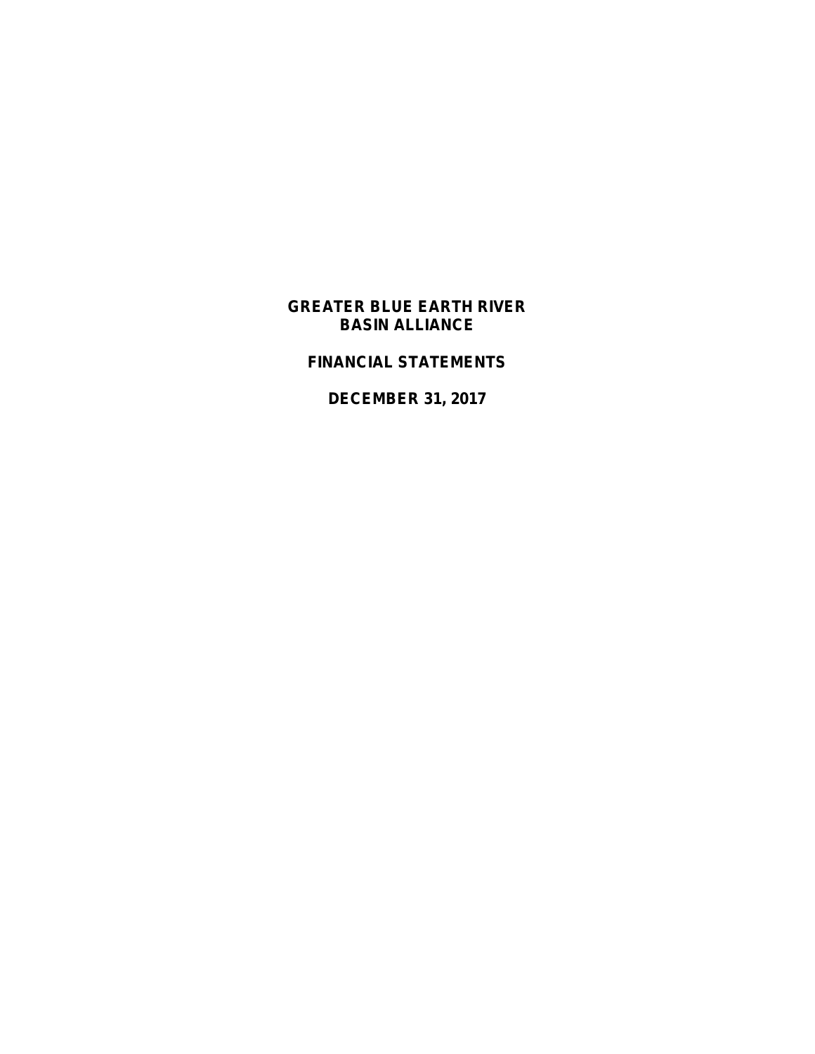# GREATER BLUE EARTH RIVER BASIN ALLIANCE

## FINANCIAL STATEMENTS

## DECEMBER 31, 2017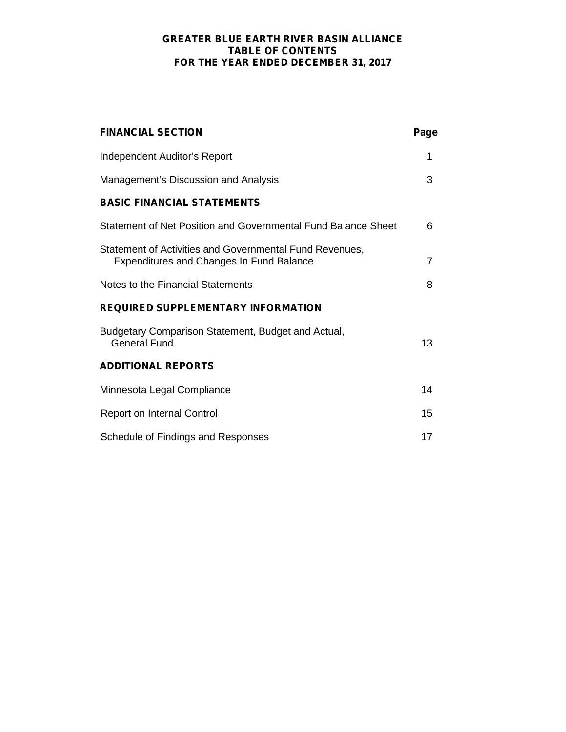# GREATER BLUE EARTH RIVER BASIN ALLIANCE
## TABLE OF CONTENTS
## FOR THE YEAR ENDED DECEMBER 31, 2017

| **FINANCIAL SECTION** | **Page** |
|---|---|
| Independent Auditor's Report | 1 |
| Management's Discussion and Analysis | 3 |
| **BASIC FINANCIAL STATEMENTS** | |
| Statement of Net Position and Governmental Fund Balance Sheet | 6 |
| Statement of Activities and Governmental Fund Revenues, Expenditures and Changes In Fund Balance | 7 |
| Notes to the Financial Statements | 8 |
| **REQUIRED SUPPLEMENTARY INFORMATION** | |
| Budgetary Comparison Statement, Budget and Actual, General Fund | 13 |
| **ADDITIONAL REPORTS** | |
| Minnesota Legal Compliance | 14 |
| Report on Internal Control | 15 |
| Schedule of Findings and Responses | 17 |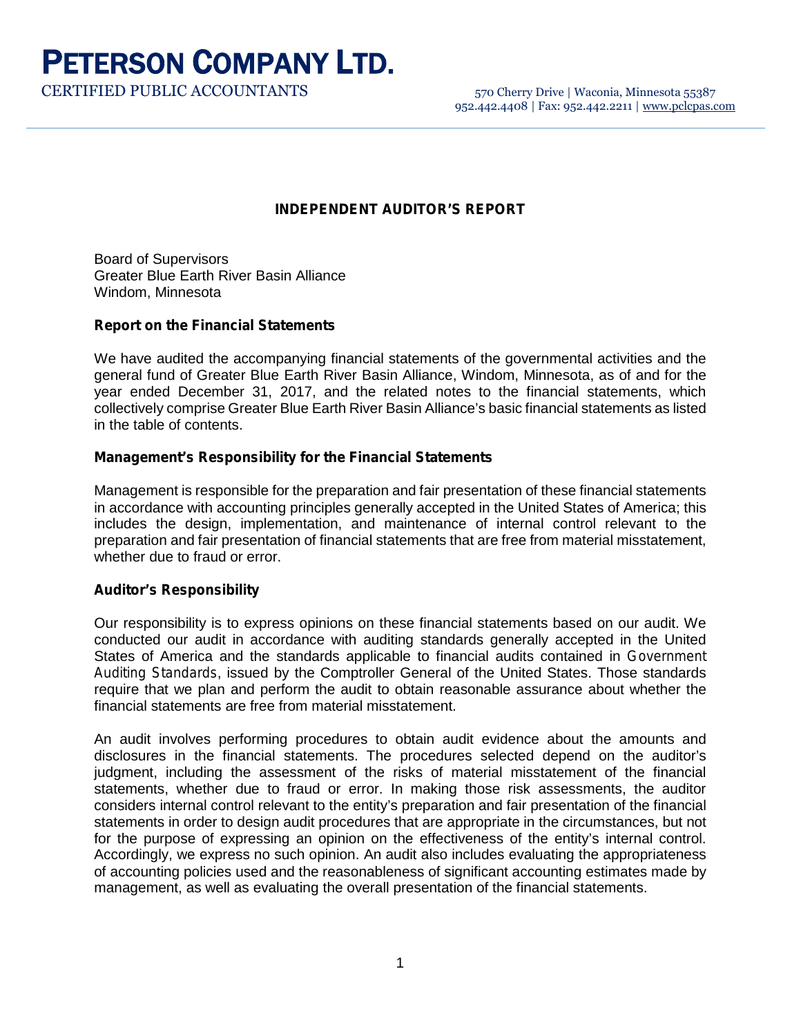# PETERSON COMPANY LTD.

CERTIFIED PUBLIC ACCOUNTANTS

570 Cherry Drive | Waconia, Minnesota 55387
952.442.4408 | Fax: 952.442.2211 | www.pclcpas.com

## INDEPENDENT AUDITOR'S REPORT

Board of Supervisors
Greater Blue Earth River Basin Alliance
Windom, Minnesota

### Report on the Financial Statements

We have audited the accompanying financial statements of the governmental activities and the general fund of Greater Blue Earth River Basin Alliance, Windom, Minnesota, as of and for the year ended December 31, 2017, and the related notes to the financial statements, which collectively comprise Greater Blue Earth River Basin Alliance's basic financial statements as listed in the table of contents.

### Management's Responsibility for the Financial Statements

Management is responsible for the preparation and fair presentation of these financial statements in accordance with accounting principles generally accepted in the United States of America; this includes the design, implementation, and maintenance of internal control relevant to the preparation and fair presentation of financial statements that are free from material misstatement, whether due to fraud or error.

### Auditor's Responsibility

Our responsibility is to express opinions on these financial statements based on our audit. We conducted our audit in accordance with auditing standards generally accepted in the United States of America and the standards applicable to financial audits contained in *Government Auditing Standards*, issued by the Comptroller General of the United States. Those standards require that we plan and perform the audit to obtain reasonable assurance about whether the financial statements are free from material misstatement.

An audit involves performing procedures to obtain audit evidence about the amounts and disclosures in the financial statements. The procedures selected depend on the auditor's judgment, including the assessment of the risks of material misstatement of the financial statements, whether due to fraud or error. In making those risk assessments, the auditor considers internal control relevant to the entity's preparation and fair presentation of the financial statements in order to design audit procedures that are appropriate in the circumstances, but not for the purpose of expressing an opinion on the effectiveness of the entity's internal control. Accordingly, we express no such opinion. An audit also includes evaluating the appropriateness of accounting policies used and the reasonableness of significant accounting estimates made by management, as well as evaluating the overall presentation of the financial statements.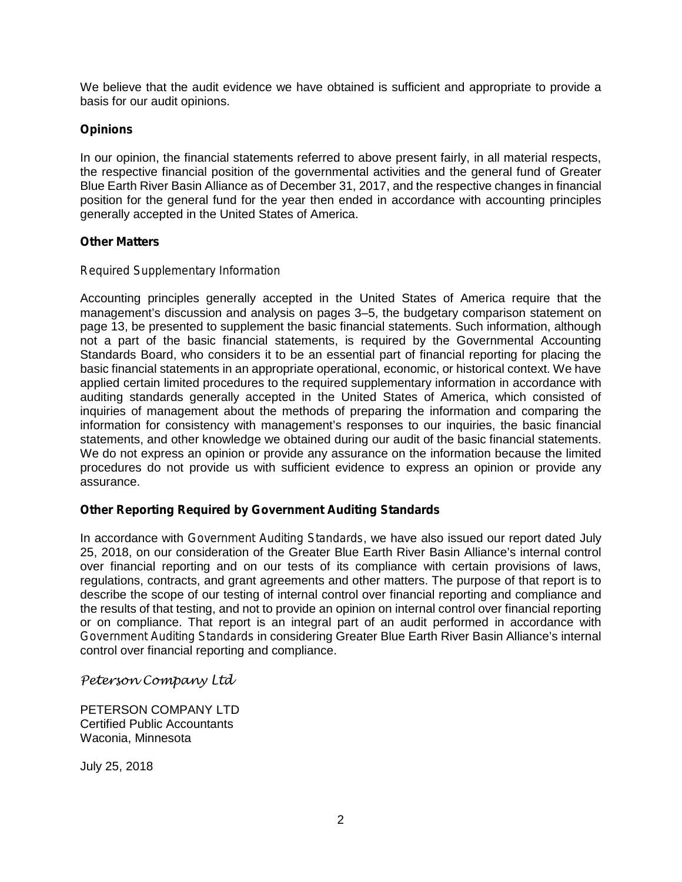We believe that the audit evidence we have obtained is sufficient and appropriate to provide a basis for our audit opinions.

**Opinions**

In our opinion, the financial statements referred to above present fairly, in all material respects, the respective financial position of the governmental activities and the general fund of Greater Blue Earth River Basin Alliance as of December 31, 2017, and the respective changes in financial position for the general fund for the year then ended in accordance with accounting principles generally accepted in the United States of America.

**Other Matters**

*Required Supplementary Information*

Accounting principles generally accepted in the United States of America require that the management's discussion and analysis on pages 3–5, the budgetary comparison statement on page 13, be presented to supplement the basic financial statements. Such information, although not a part of the basic financial statements, is required by the Governmental Accounting Standards Board, who considers it to be an essential part of financial reporting for placing the basic financial statements in an appropriate operational, economic, or historical context. We have applied certain limited procedures to the required supplementary information in accordance with auditing standards generally accepted in the United States of America, which consisted of inquiries of management about the methods of preparing the information and comparing the information for consistency with management's responses to our inquiries, the basic financial statements, and other knowledge we obtained during our audit of the basic financial statements. We do not express an opinion or provide any assurance on the information because the limited procedures do not provide us with sufficient evidence to express an opinion or provide any assurance.

**Other Reporting Required by Government Auditing Standards**

In accordance with *Government Auditing Standards*, we have also issued our report dated July 25, 2018, on our consideration of the Greater Blue Earth River Basin Alliance's internal control over financial reporting and on our tests of its compliance with certain provisions of laws, regulations, contracts, and grant agreements and other matters. The purpose of that report is to describe the scope of our testing of internal control over financial reporting and compliance and the results of that testing, and not to provide an opinion on internal control over financial reporting or on compliance. That report is an integral part of an audit performed in accordance with *Government Auditing Standards* in considering Greater Blue Earth River Basin Alliance's internal control over financial reporting and compliance.

*Peterson Company Ltd*

PETERSON COMPANY LTD
Certified Public Accountants
Waconia, Minnesota

July 25, 2018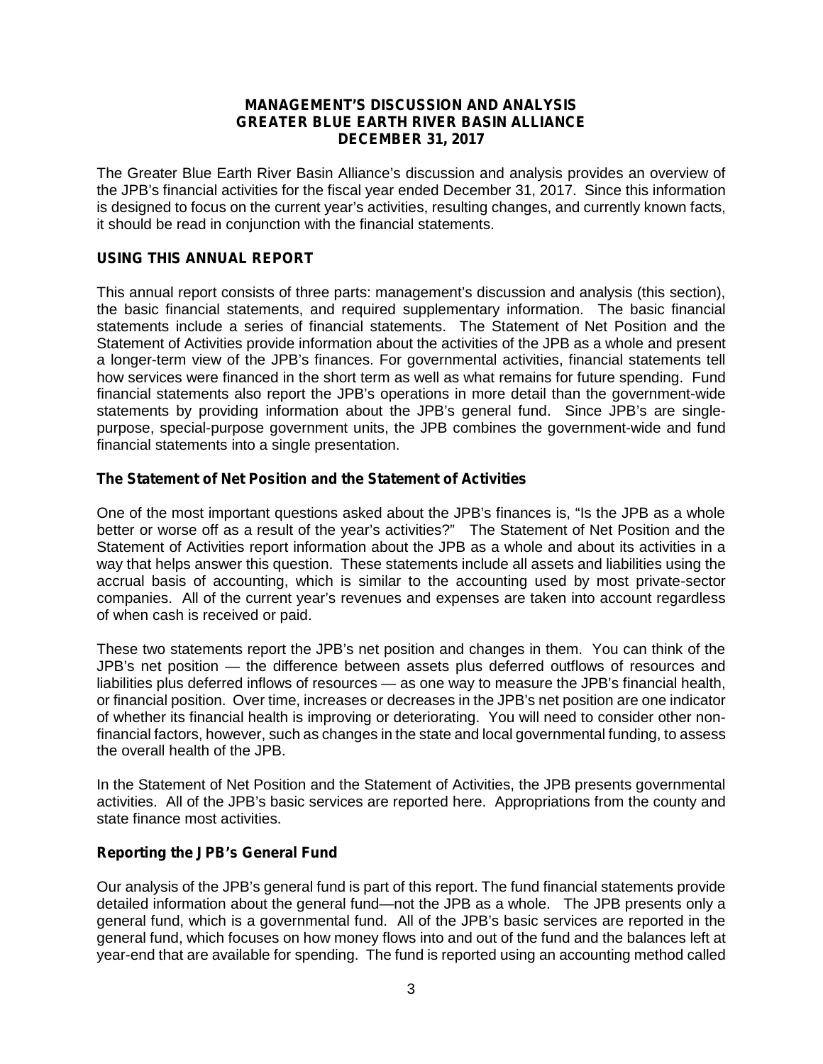# MANAGEMENT'S DISCUSSION AND ANALYSIS
# GREATER BLUE EARTH RIVER BASIN ALLIANCE
# DECEMBER 31, 2017

The Greater Blue Earth River Basin Alliance's discussion and analysis provides an overview of the JPB's financial activities for the fiscal year ended December 31, 2017. Since this information is designed to focus on the current year's activities, resulting changes, and currently known facts, it should be read in conjunction with the financial statements.

## USING THIS ANNUAL REPORT

This annual report consists of three parts: management's discussion and analysis (this section), the basic financial statements, and required supplementary information. The basic financial statements include a series of financial statements. The Statement of Net Position and the Statement of Activities provide information about the activities of the JPB as a whole and present a longer-term view of the JPB's finances. For governmental activities, financial statements tell how services were financed in the short term as well as what remains for future spending. Fund financial statements also report the JPB's operations in more detail than the government-wide statements by providing information about the JPB's general fund. Since JPB's are single-purpose, special-purpose government units, the JPB combines the government-wide and fund financial statements into a single presentation.

### The Statement of Net Position and the Statement of Activities

One of the most important questions asked about the JPB's finances is, "Is the JPB as a whole better or worse off as a result of the year's activities?" The Statement of Net Position and the Statement of Activities report information about the JPB as a whole and about its activities in a way that helps answer this question. These statements include all assets and liabilities using the accrual basis of accounting, which is similar to the accounting used by most private-sector companies. All of the current year's revenues and expenses are taken into account regardless of when cash is received or paid.

These two statements report the JPB's net position and changes in them. You can think of the JPB's net position — the difference between assets plus deferred outflows of resources and liabilities plus deferred inflows of resources — as one way to measure the JPB's financial health, or financial position. Over time, increases or decreases in the JPB's net position are one indicator of whether its financial health is improving or deteriorating. You will need to consider other non-financial factors, however, such as changes in the state and local governmental funding, to assess the overall health of the JPB.

In the Statement of Net Position and the Statement of Activities, the JPB presents governmental activities. All of the JPB's basic services are reported here. Appropriations from the county and state finance most activities.

### Reporting the JPB's General Fund

Our analysis of the JPB's general fund is part of this report. The fund financial statements provide detailed information about the general fund—not the JPB as a whole. The JPB presents only a general fund, which is a governmental fund. All of the JPB's basic services are reported in the general fund, which focuses on how money flows into and out of the fund and the balances left at year-end that are available for spending. The fund is reported using an accounting method called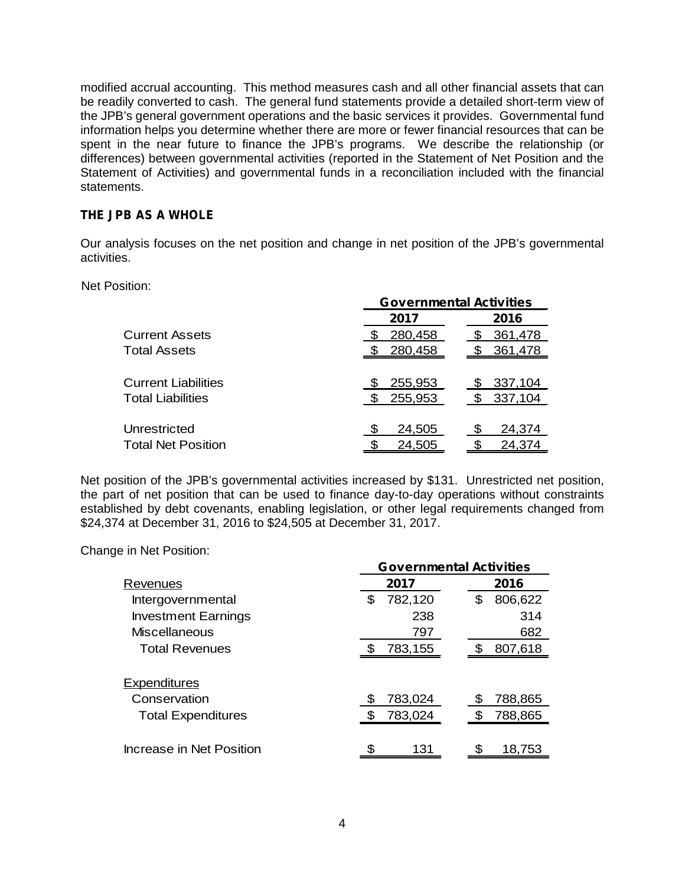modified accrual accounting. This method measures cash and all other financial assets that can be readily converted to cash. The general fund statements provide a detailed short-term view of the JPB's general government operations and the basic services it provides. Governmental fund information helps you determine whether there are more or fewer financial resources that can be spent in the near future to finance the JPB's programs. We describe the relationship (or differences) between governmental activities (reported in the Statement of Net Position and the Statement of Activities) and governmental funds in a reconciliation included with the financial statements.

## THE JPB AS A WHOLE

Our analysis focuses on the net position and change in net position of the JPB's governmental activities.

Net Position:

| | Governmental Activities | |
|---|---|---|
| | 2017 | 2016 |
| Current Assets | $ 280,458 | $ 361,478 |
| Total Assets | $ 280,458 | $ 361,478 |
| Current Liabilities | $ 255,953 | $ 337,104 |
| Total Liabilities | $ 255,953 | $ 337,104 |
| Unrestricted | $ 24,505 | $ 24,374 |
| Total Net Position | $ 24,505 | $ 24,374 |

Net position of the JPB's governmental activities increased by $131. Unrestricted net position, the part of net position that can be used to finance day-to-day operations without constraints established by debt covenants, enabling legislation, or other legal requirements changed from $24,374 at December 31, 2016 to $24,505 at December 31, 2017.

Change in Net Position:

| | Governmental Activities | |
|---|---|---|
| Revenues | 2017 | 2016 |
| Intergovernmental | $ 782,120 | $ 806,622 |
| Investment Earnings | 238 | 314 |
| Miscellaneous | 797 | 682 |
| Total Revenues | $ 783,155 | $ 807,618 |
| Expenditures | | |
| Conservation | $ 783,024 | $ 788,865 |
| Total Expenditures | $ 783,024 | $ 788,865 |
| Increase in Net Position | $ 131 | $ 18,753 |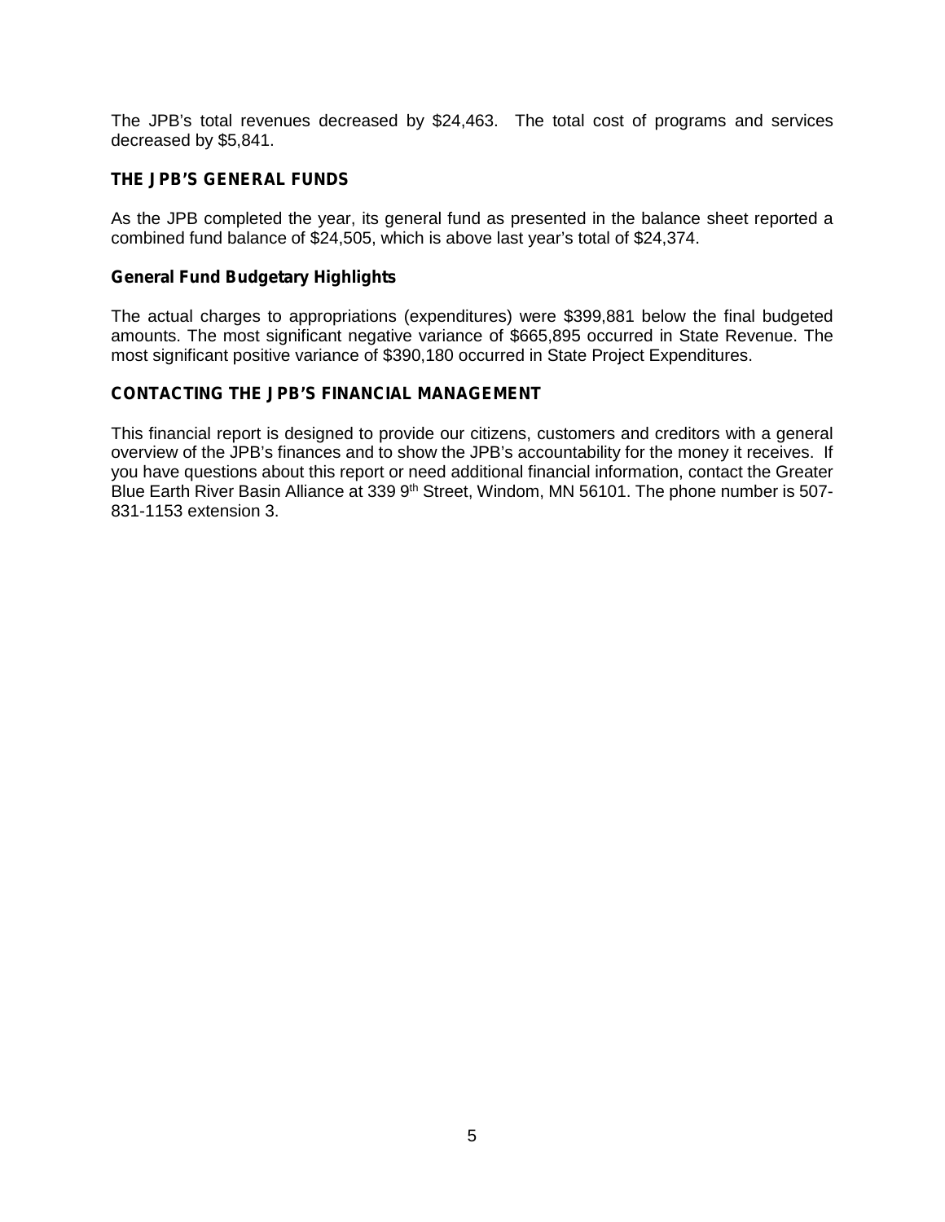The JPB's total revenues decreased by $24,463. The total cost of programs and services decreased by $5,841.

## THE JPB'S GENERAL FUNDS

As the JPB completed the year, its general fund as presented in the balance sheet reported a combined fund balance of $24,505, which is above last year's total of $24,374.

### General Fund Budgetary Highlights

The actual charges to appropriations (expenditures) were $399,881 below the final budgeted amounts. The most significant negative variance of $665,895 occurred in State Revenue. The most significant positive variance of $390,180 occurred in State Project Expenditures.

## CONTACTING THE JPB'S FINANCIAL MANAGEMENT

This financial report is designed to provide our citizens, customers and creditors with a general overview of the JPB's finances and to show the JPB's accountability for the money it receives. If you have questions about this report or need additional financial information, contact the Greater Blue Earth River Basin Alliance at 339 9th Street, Windom, MN 56101. The phone number is 507-831-1153 extension 3.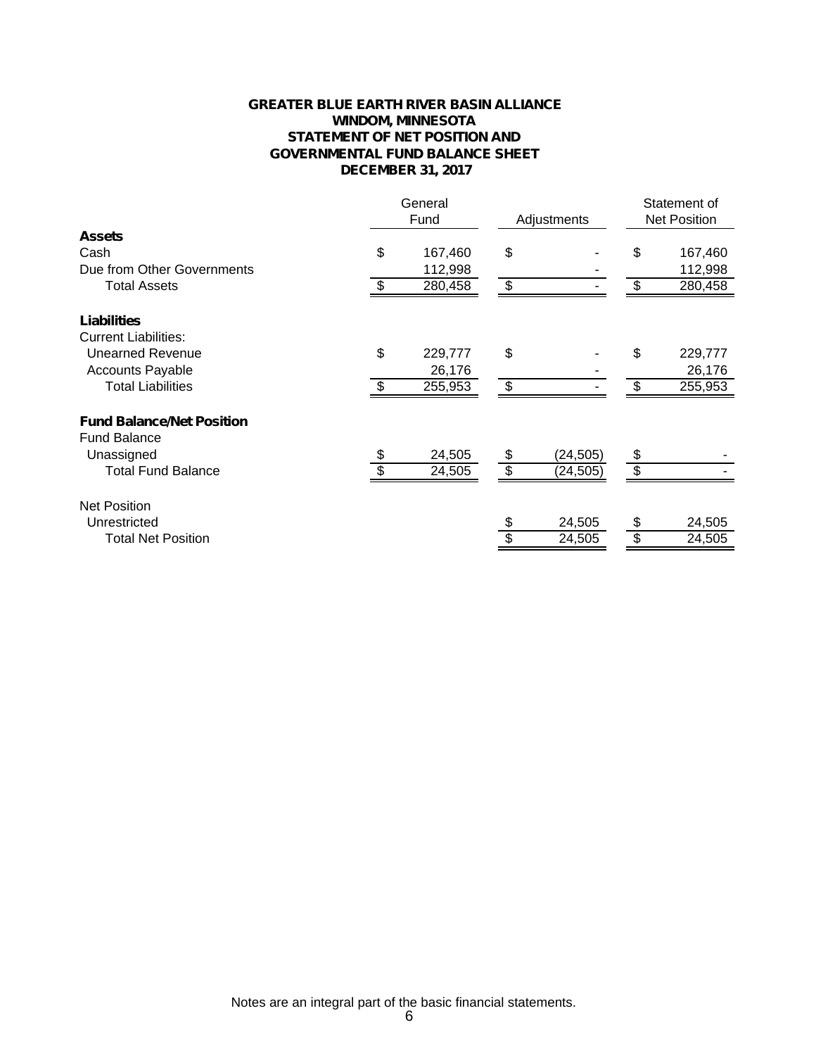# GREATER BLUE EARTH RIVER BASIN ALLIANCE
## WINDOM, MINNESOTA
## STATEMENT OF NET POSITION AND GOVERNMENTAL FUND BALANCE SHEET
## DECEMBER 31, 2017

| | General Fund | Adjustments | Statement of Net Position |
|---|---|---|---|
| **Assets** | | | |
| Cash | $ 167,460 | $ - | $ 167,460 |
| Due from Other Governments | 112,998 | - | 112,998 |
| Total Assets | $ 280,458 | $ - | $ 280,458 |
| **Liabilities** | | | |
| Current Liabilities: | | | |
| Unearned Revenue | $ 229,777 | $ - | $ 229,777 |
| Accounts Payable | 26,176 | - | 26,176 |
| Total Liabilities | $ 255,953 | $ - | $ 255,953 |
| **Fund Balance/Net Position** | | | |
| Fund Balance | | | |
| Unassigned | $ 24,505 | $ (24,505) | $ - |
| Total Fund Balance | $ 24,505 | $ (24,505) | $ - |
| Net Position | | | |
| Unrestricted | | $ 24,505 | $ 24,505 |
| Total Net Position | | $ 24,505 | $ 24,505 |

Notes are an integral part of the basic financial statements.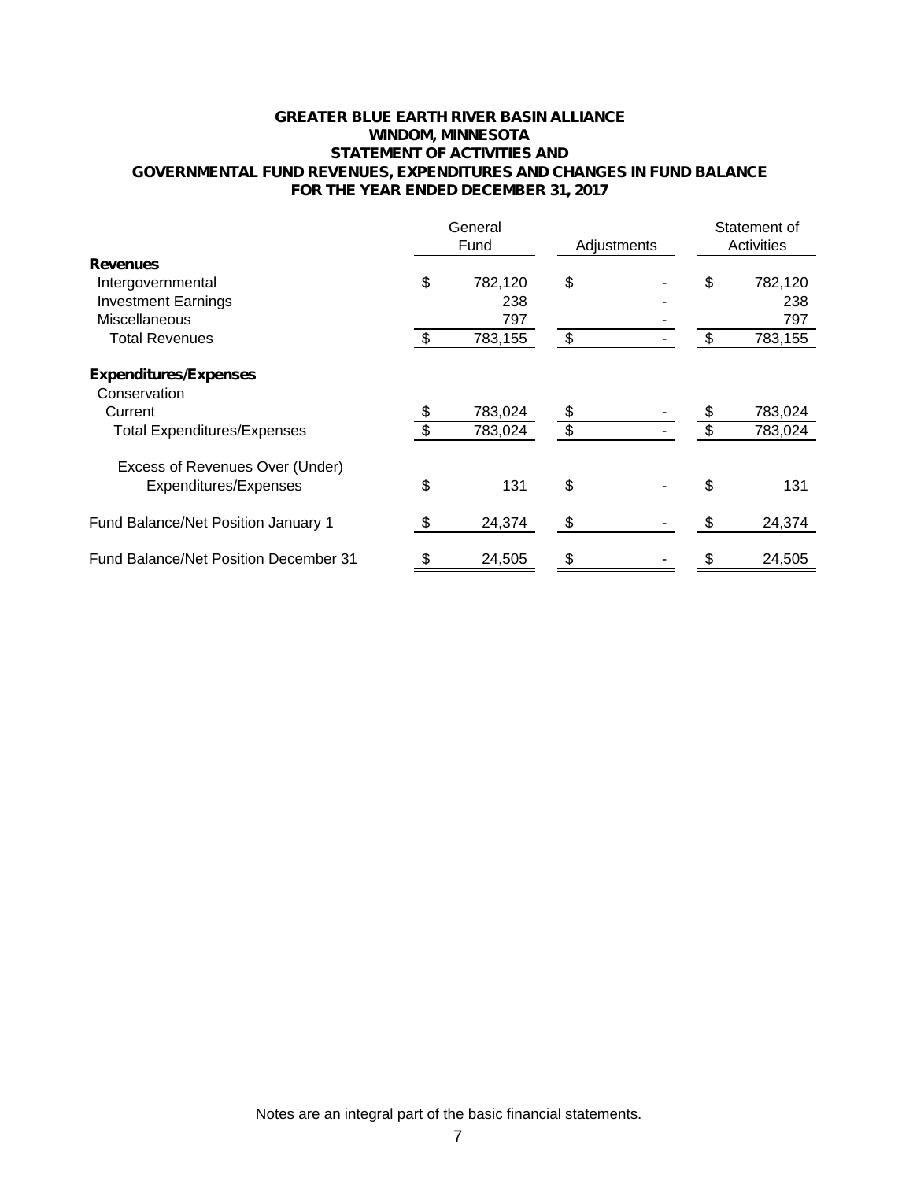# GREATER BLUE EARTH RIVER BASIN ALLIANCE
## WINDOM, MINNESOTA
## STATEMENT OF ACTIVITIES AND
## GOVERNMENTAL FUND REVENUES, EXPENDITURES AND CHANGES IN FUND BALANCE
## FOR THE YEAR ENDED DECEMBER 31, 2017

| | General Fund | Adjustments | Statement of Activities |
|---|---|---|---|
| **Revenues** | | | |
| Intergovernmental | $ 782,120 | $ - | $ 782,120 |
| Investment Earnings | 238 | - | 238 |
| Miscellaneous | 797 | - | 797 |
| Total Revenues | $ 783,155 | $ - | $ 783,155 |
| **Expenditures/Expenses** | | | |
| Conservation | | | |
| Current | $ 783,024 | $ - | $ 783,024 |
| Total Expenditures/Expenses | $ 783,024 | $ - | $ 783,024 |
| Excess of Revenues Over (Under) Expenditures/Expenses | $ 131 | $ - | $ 131 |
| Fund Balance/Net Position January 1 | $ 24,374 | $ - | $ 24,374 |
| Fund Balance/Net Position December 31 | $ 24,505 | $ - | $ 24,505 |

Notes are an integral part of the basic financial statements.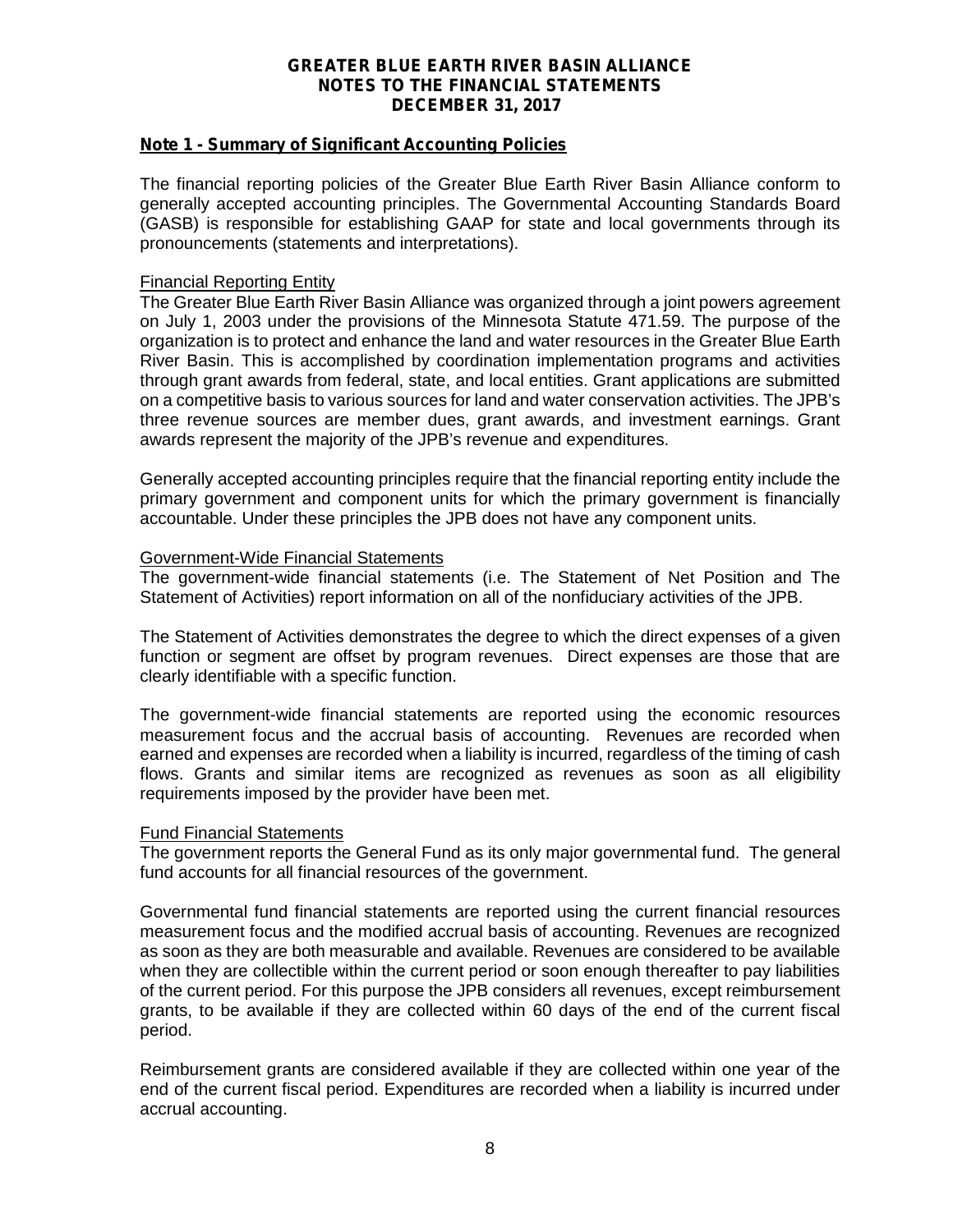# GREATER BLUE EARTH RIVER BASIN ALLIANCE
## NOTES TO THE FINANCIAL STATEMENTS
## DECEMBER 31, 2017

### Note 1 - Summary of Significant Accounting Policies

The financial reporting policies of the Greater Blue Earth River Basin Alliance conform to generally accepted accounting principles. The Governmental Accounting Standards Board (GASB) is responsible for establishing GAAP for state and local governments through its pronouncements (statements and interpretations).

#### Financial Reporting Entity

The Greater Blue Earth River Basin Alliance was organized through a joint powers agreement on July 1, 2003 under the provisions of the Minnesota Statute 471.59. The purpose of the organization is to protect and enhance the land and water resources in the Greater Blue Earth River Basin. This is accomplished by coordination implementation programs and activities through grant awards from federal, state, and local entities. Grant applications are submitted on a competitive basis to various sources for land and water conservation activities. The JPB's three revenue sources are member dues, grant awards, and investment earnings. Grant awards represent the majority of the JPB's revenue and expenditures.

Generally accepted accounting principles require that the financial reporting entity include the primary government and component units for which the primary government is financially accountable. Under these principles the JPB does not have any component units.

#### Government-Wide Financial Statements

The government-wide financial statements (i.e. The Statement of Net Position and The Statement of Activities) report information on all of the nonfiduciary activities of the JPB.

The Statement of Activities demonstrates the degree to which the direct expenses of a given function or segment are offset by program revenues. Direct expenses are those that are clearly identifiable with a specific function.

The government-wide financial statements are reported using the economic resources measurement focus and the accrual basis of accounting. Revenues are recorded when earned and expenses are recorded when a liability is incurred, regardless of the timing of cash flows. Grants and similar items are recognized as revenues as soon as all eligibility requirements imposed by the provider have been met.

#### Fund Financial Statements

The government reports the General Fund as its only major governmental fund. The general fund accounts for all financial resources of the government.

Governmental fund financial statements are reported using the current financial resources measurement focus and the modified accrual basis of accounting. Revenues are recognized as soon as they are both measurable and available. Revenues are considered to be available when they are collectible within the current period or soon enough thereafter to pay liabilities of the current period. For this purpose the JPB considers all revenues, except reimbursement grants, to be available if they are collected within 60 days of the end of the current fiscal period.

Reimbursement grants are considered available if they are collected within one year of the end of the current fiscal period. Expenditures are recorded when a liability is incurred under accrual accounting.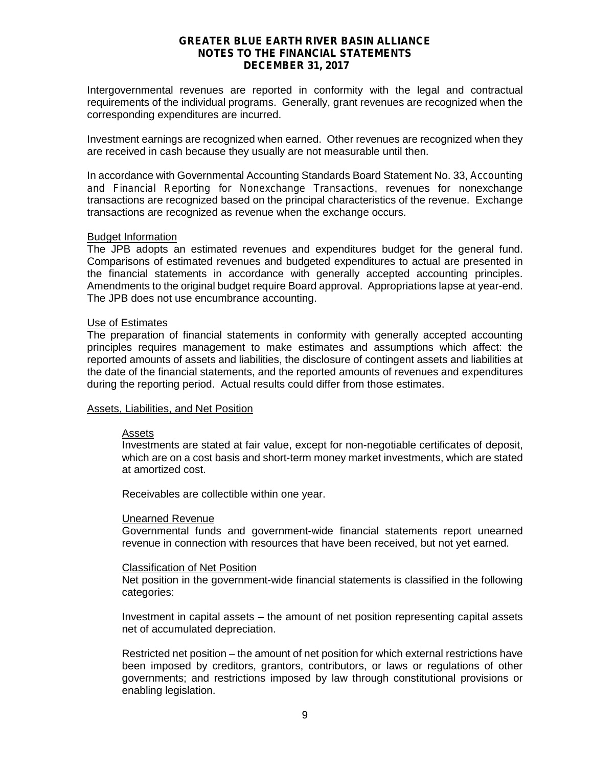Intergovernmental revenues are reported in conformity with the legal and contractual requirements of the individual programs. Generally, grant revenues are recognized when the corresponding expenditures are incurred.

Investment earnings are recognized when earned. Other revenues are recognized when they are received in cash because they usually are not measurable until then.

In accordance with Governmental Accounting Standards Board Statement No. 33, *Accounting and Financial Reporting for Nonexchange Transactions*, revenues for nonexchange transactions are recognized based on the principal characteristics of the revenue. Exchange transactions are recognized as revenue when the exchange occurs.

<u>Budget Information</u>
The JPB adopts an estimated revenues and expenditures budget for the general fund. Comparisons of estimated revenues and budgeted expenditures to actual are presented in the financial statements in accordance with generally accepted accounting principles. Amendments to the original budget require Board approval. Appropriations lapse at year-end. The JPB does not use encumbrance accounting.

<u>Use of Estimates</u>
The preparation of financial statements in conformity with generally accepted accounting principles requires management to make estimates and assumptions which affect: the reported amounts of assets and liabilities, the disclosure of contingent assets and liabilities at the date of the financial statements, and the reported amounts of revenues and expenditures during the reporting period. Actual results could differ from those estimates.

<u>Assets, Liabilities, and Net Position</u>

<u>Assets</u>
Investments are stated at fair value, except for non-negotiable certificates of deposit, which are on a cost basis and short-term money market investments, which are stated at amortized cost.

Receivables are collectible within one year.

<u>Unearned Revenue</u>
Governmental funds and government-wide financial statements report unearned revenue in connection with resources that have been received, but not yet earned.

<u>Classification of Net Position</u>
Net position in the government-wide financial statements is classified in the following categories:

Investment in capital assets – the amount of net position representing capital assets net of accumulated depreciation.

Restricted net position – the amount of net position for which external restrictions have been imposed by creditors, grantors, contributors, or laws or regulations of other governments; and restrictions imposed by law through constitutional provisions or enabling legislation.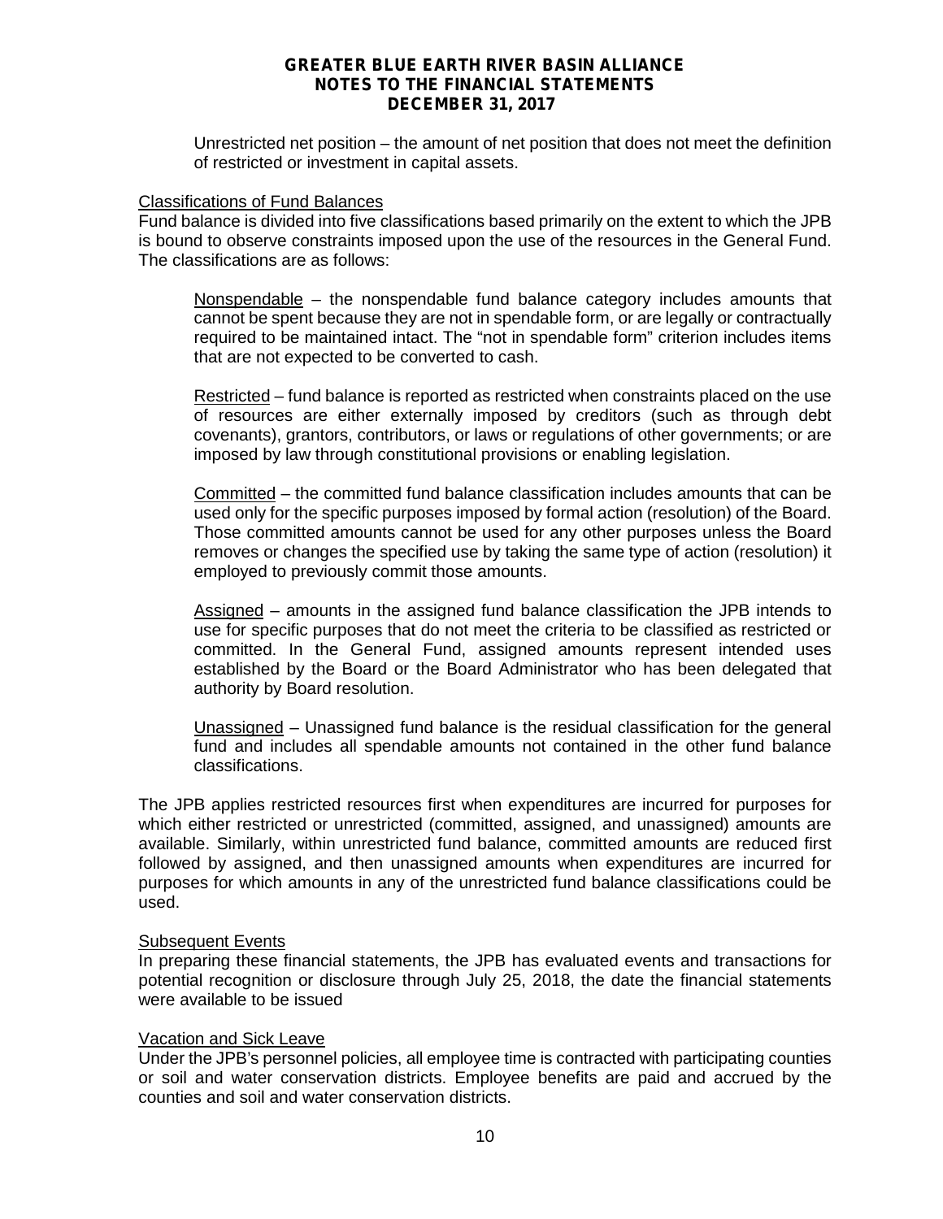Unrestricted net position – the amount of net position that does not meet the definition of restricted or investment in capital assets.

Classifications of Fund Balances

Fund balance is divided into five classifications based primarily on the extent to which the JPB is bound to observe constraints imposed upon the use of the resources in the General Fund. The classifications are as follows:

Nonspendable – the nonspendable fund balance category includes amounts that cannot be spent because they are not in spendable form, or are legally or contractually required to be maintained intact. The "not in spendable form" criterion includes items that are not expected to be converted to cash.

Restricted – fund balance is reported as restricted when constraints placed on the use of resources are either externally imposed by creditors (such as through debt covenants), grantors, contributors, or laws or regulations of other governments; or are imposed by law through constitutional provisions or enabling legislation.

Committed – the committed fund balance classification includes amounts that can be used only for the specific purposes imposed by formal action (resolution) of the Board. Those committed amounts cannot be used for any other purposes unless the Board removes or changes the specified use by taking the same type of action (resolution) it employed to previously commit those amounts.

Assigned – amounts in the assigned fund balance classification the JPB intends to use for specific purposes that do not meet the criteria to be classified as restricted or committed. In the General Fund, assigned amounts represent intended uses established by the Board or the Board Administrator who has been delegated that authority by Board resolution.

Unassigned – Unassigned fund balance is the residual classification for the general fund and includes all spendable amounts not contained in the other fund balance classifications.

The JPB applies restricted resources first when expenditures are incurred for purposes for which either restricted or unrestricted (committed, assigned, and unassigned) amounts are available. Similarly, within unrestricted fund balance, committed amounts are reduced first followed by assigned, and then unassigned amounts when expenditures are incurred for purposes for which amounts in any of the unrestricted fund balance classifications could be used.

Subsequent Events

In preparing these financial statements, the JPB has evaluated events and transactions for potential recognition or disclosure through July 25, 2018, the date the financial statements were available to be issued

Vacation and Sick Leave

Under the JPB's personnel policies, all employee time is contracted with participating counties or soil and water conservation districts. Employee benefits are paid and accrued by the counties and soil and water conservation districts.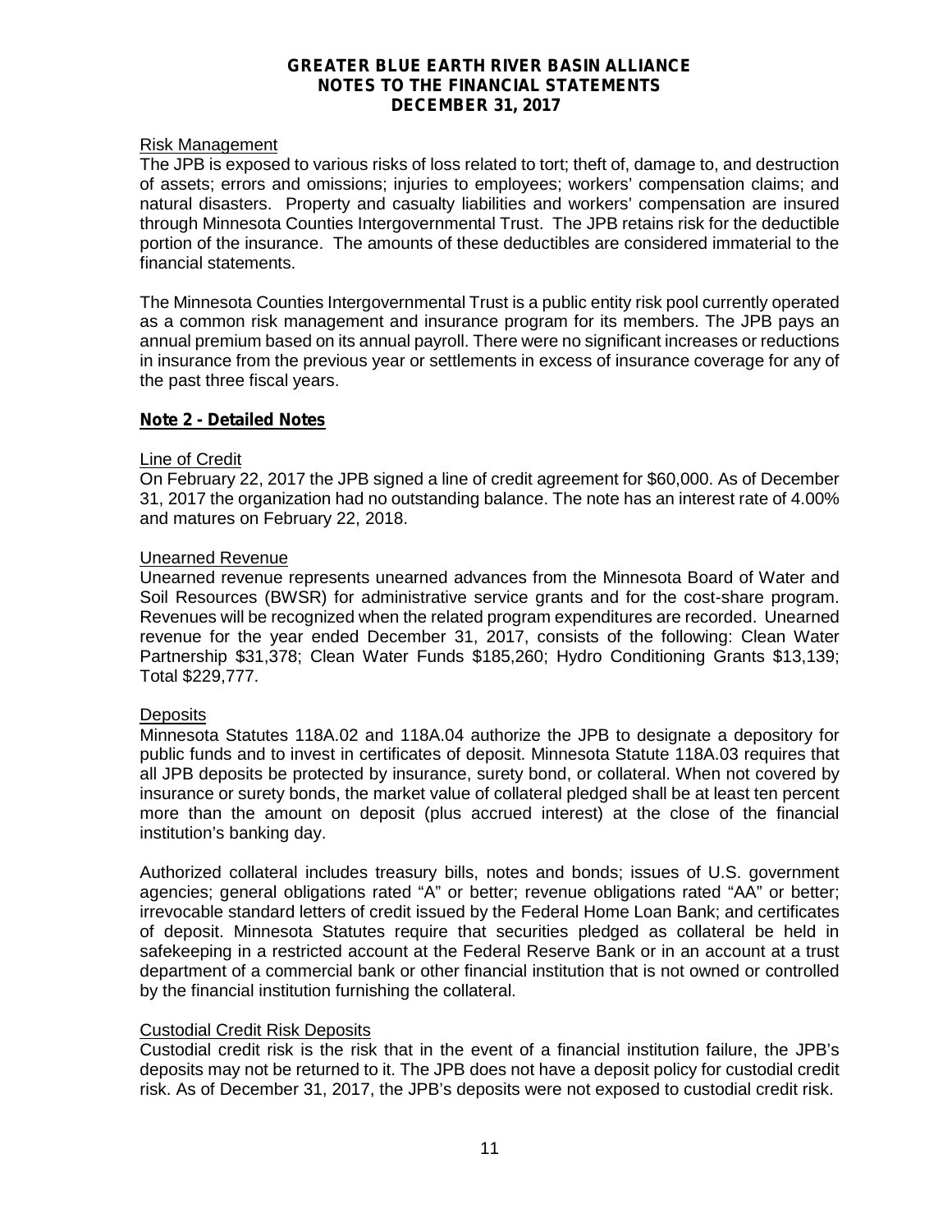Risk Management

The JPB is exposed to various risks of loss related to tort; theft of, damage to, and destruction of assets; errors and omissions; injuries to employees; workers' compensation claims; and natural disasters. Property and casualty liabilities and workers' compensation are insured through Minnesota Counties Intergovernmental Trust. The JPB retains risk for the deductible portion of the insurance. The amounts of these deductibles are considered immaterial to the financial statements.

The Minnesota Counties Intergovernmental Trust is a public entity risk pool currently operated as a common risk management and insurance program for its members. The JPB pays an annual premium based on its annual payroll. There were no significant increases or reductions in insurance from the previous year or settlements in excess of insurance coverage for any of the past three fiscal years.

## Note 2 - Detailed Notes

Line of Credit

On February 22, 2017 the JPB signed a line of credit agreement for $60,000. As of December 31, 2017 the organization had no outstanding balance. The note has an interest rate of 4.00% and matures on February 22, 2018.

Unearned Revenue

Unearned revenue represents unearned advances from the Minnesota Board of Water and Soil Resources (BWSR) for administrative service grants and for the cost-share program. Revenues will be recognized when the related program expenditures are recorded. Unearned revenue for the year ended December 31, 2017, consists of the following: Clean Water Partnership $31,378; Clean Water Funds $185,260; Hydro Conditioning Grants $13,139; Total $229,777.

Deposits

Minnesota Statutes 118A.02 and 118A.04 authorize the JPB to designate a depository for public funds and to invest in certificates of deposit. Minnesota Statute 118A.03 requires that all JPB deposits be protected by insurance, surety bond, or collateral. When not covered by insurance or surety bonds, the market value of collateral pledged shall be at least ten percent more than the amount on deposit (plus accrued interest) at the close of the financial institution's banking day.

Authorized collateral includes treasury bills, notes and bonds; issues of U.S. government agencies; general obligations rated "A" or better; revenue obligations rated "AA" or better; irrevocable standard letters of credit issued by the Federal Home Loan Bank; and certificates of deposit. Minnesota Statutes require that securities pledged as collateral be held in safekeeping in a restricted account at the Federal Reserve Bank or in an account at a trust department of a commercial bank or other financial institution that is not owned or controlled by the financial institution furnishing the collateral.

Custodial Credit Risk Deposits

Custodial credit risk is the risk that in the event of a financial institution failure, the JPB's deposits may not be returned to it. The JPB does not have a deposit policy for custodial credit risk. As of December 31, 2017, the JPB's deposits were not exposed to custodial credit risk.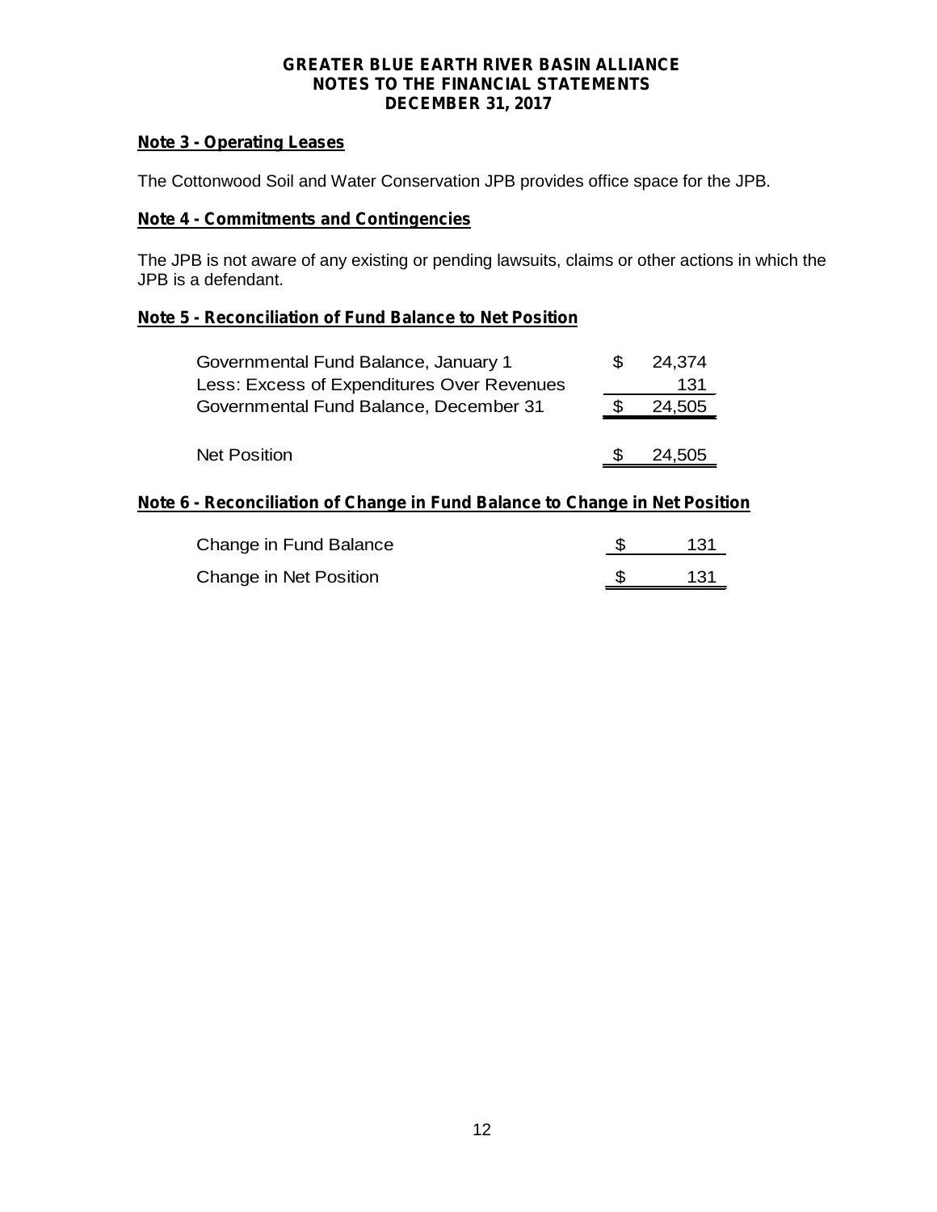**GREATER BLUE EARTH RIVER BASIN ALLIANCE**
**NOTES TO THE FINANCIAL STATEMENTS**
**DECEMBER 31, 2017**

## Note 3 - Operating Leases

The Cottonwood Soil and Water Conservation JPB provides office space for the JPB.

## Note 4 - Commitments and Contingencies

The JPB is not aware of any existing or pending lawsuits, claims or other actions in which the JPB is a defendant.

## Note 5 - Reconciliation of Fund Balance to Net Position

| | | |
|---|---|---|
| Governmental Fund Balance, January 1 | $ | 24,374 |
| Less: Excess of Expenditures Over Revenues | | 131 |
| Governmental Fund Balance, December 31 | $ | 24,505 |
| | | |
| Net Position | $ | 24,505 |

## Note 6 - Reconciliation of Change in Fund Balance to Change in Net Position

| | | |
|---|---|---|
| Change in Fund Balance | $ | 131 |
| Change in Net Position | $ | 131 |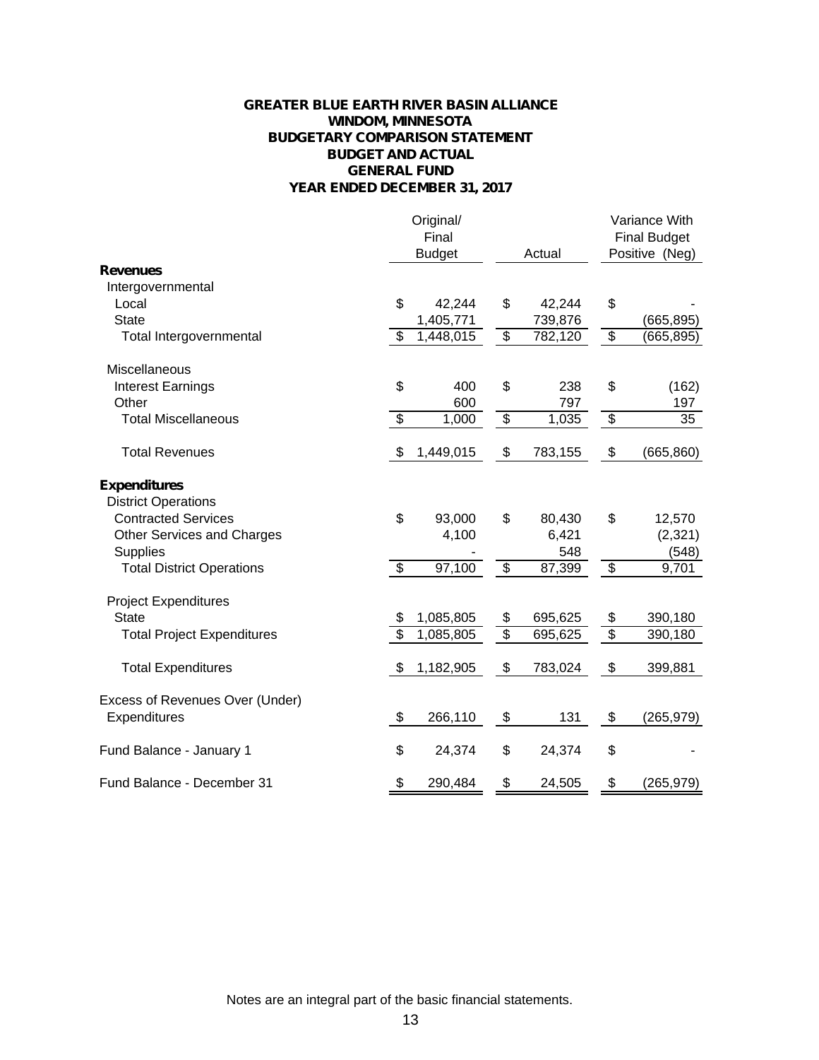# GREATER BLUE EARTH RIVER BASIN ALLIANCE
## WINDOM, MINNESOTA
## BUDGETARY COMPARISON STATEMENT
## BUDGET AND ACTUAL
## GENERAL FUND
## YEAR ENDED DECEMBER 31, 2017

| | Original/ Final Budget | Actual | Variance With Final Budget Positive (Neg) |
|---|---|---|---|
| **Revenues** | | | |
| Intergovernmental | | | |
| Local | $ 42,244 | $ 42,244 | $ - |
| State | 1,405,771 | 739,876 | (665,895) |
| Total Intergovernmental | $ 1,448,015 | $ 782,120 | $ (665,895) |
| Miscellaneous | | | |
| Interest Earnings | $ 400 | $ 238 | $ (162) |
| Other | 600 | 797 | 197 |
| Total Miscellaneous | $ 1,000 | $ 1,035 | $ 35 |
| Total Revenues | $ 1,449,015 | $ 783,155 | $ (665,860) |
| **Expenditures** | | | |
| District Operations | | | |
| Contracted Services | $ 93,000 | $ 80,430 | $ 12,570 |
| Other Services and Charges | 4,100 | 6,421 | (2,321) |
| Supplies | - | 548 | (548) |
| Total District Operations | $ 97,100 | $ 87,399 | $ 9,701 |
| Project Expenditures | | | |
| State | $ 1,085,805 | $ 695,625 | $ 390,180 |
| Total Project Expenditures | $ 1,085,805 | $ 695,625 | $ 390,180 |
| Total Expenditures | $ 1,182,905 | $ 783,024 | $ 399,881 |
| Excess of Revenues Over (Under) Expenditures | $ 266,110 | $ 131 | $ (265,979) |
| Fund Balance - January 1 | $ 24,374 | $ 24,374 | $ - |
| Fund Balance - December 31 | $ 290,484 | $ 24,505 | $ (265,979) |

Notes are an integral part of the basic financial statements.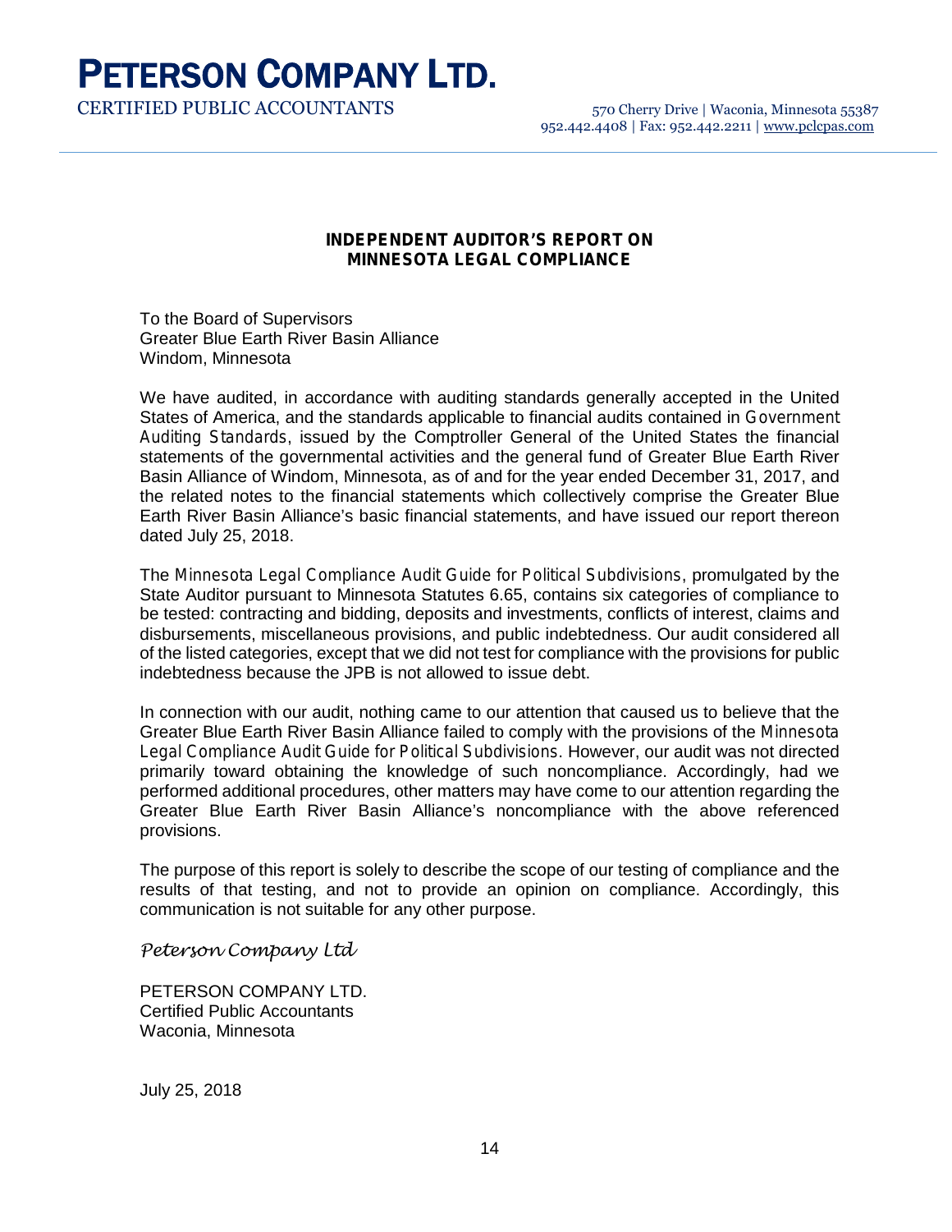# PETERSON COMPANY LTD.

CERTIFIED PUBLIC ACCOUNTANTS

570 Cherry Drive | Waconia, Minnesota 55387
952.442.4408 | Fax: 952.442.2211 | www.pclcpas.com

## INDEPENDENT AUDITOR'S REPORT ON MINNESOTA LEGAL COMPLIANCE

To the Board of Supervisors
Greater Blue Earth River Basin Alliance
Windom, Minnesota

We have audited, in accordance with auditing standards generally accepted in the United States of America, and the standards applicable to financial audits contained in *Government Auditing Standards*, issued by the Comptroller General of the United States the financial statements of the governmental activities and the general fund of Greater Blue Earth River Basin Alliance of Windom, Minnesota, as of and for the year ended December 31, 2017, and the related notes to the financial statements which collectively comprise the Greater Blue Earth River Basin Alliance's basic financial statements, and have issued our report thereon dated July 25, 2018.

The *Minnesota Legal Compliance Audit Guide for Political Subdivisions*, promulgated by the State Auditor pursuant to Minnesota Statutes 6.65, contains six categories of compliance to be tested: contracting and bidding, deposits and investments, conflicts of interest, claims and disbursements, miscellaneous provisions, and public indebtedness. Our audit considered all of the listed categories, except that we did not test for compliance with the provisions for public indebtedness because the JPB is not allowed to issue debt.

In connection with our audit, nothing came to our attention that caused us to believe that the Greater Blue Earth River Basin Alliance failed to comply with the provisions of the *Minnesota Legal Compliance Audit Guide for Political Subdivisions*. However, our audit was not directed primarily toward obtaining the knowledge of such noncompliance. Accordingly, had we performed additional procedures, other matters may have come to our attention regarding the Greater Blue Earth River Basin Alliance's noncompliance with the above referenced provisions.

The purpose of this report is solely to describe the scope of our testing of compliance and the results of that testing, and not to provide an opinion on compliance. Accordingly, this communication is not suitable for any other purpose.

*Peterson Company Ltd*

PETERSON COMPANY LTD.
Certified Public Accountants
Waconia, Minnesota

July 25, 2018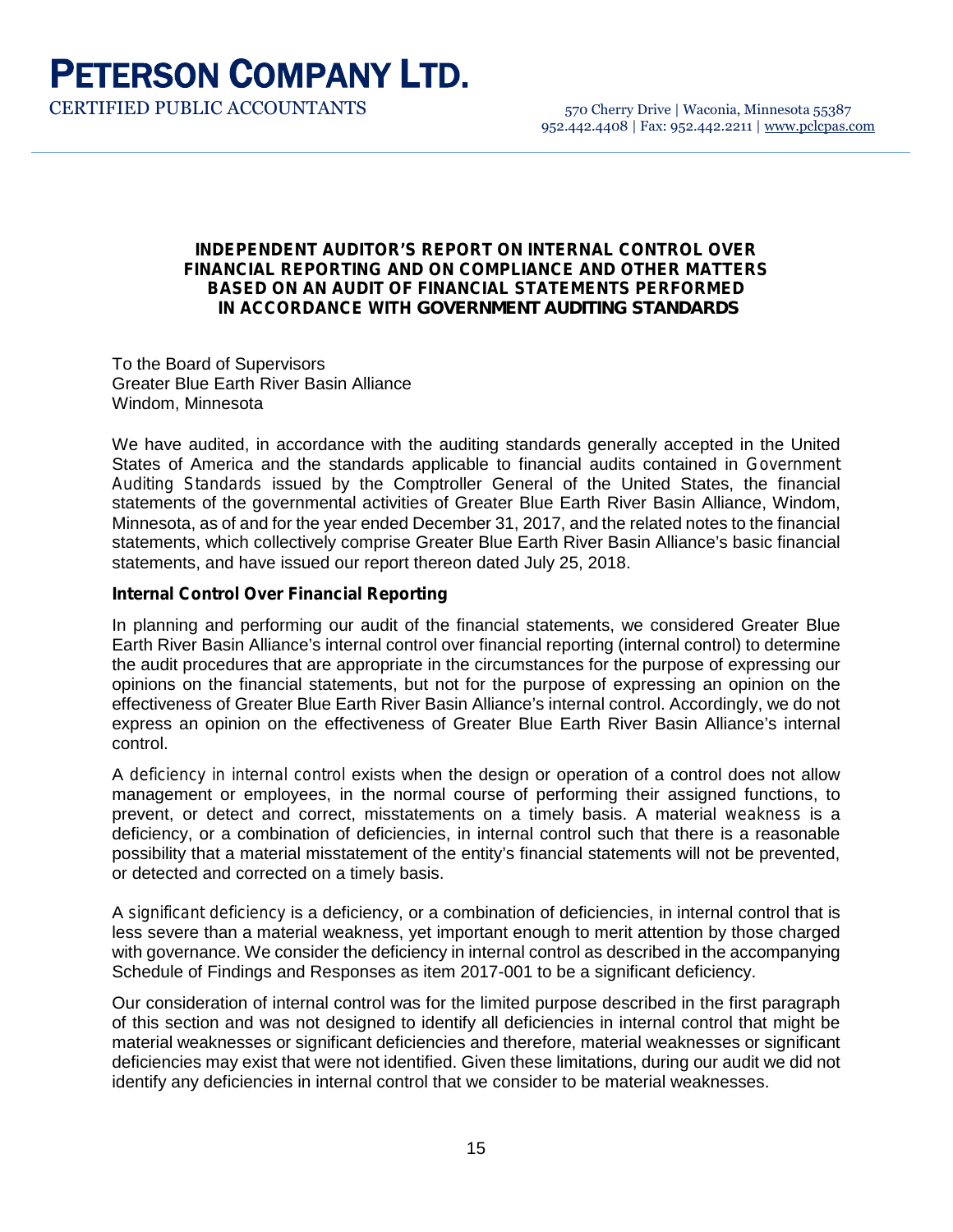# PETERSON COMPANY LTD.

CERTIFIED PUBLIC ACCOUNTANTS

570 Cherry Drive | Waconia, Minnesota 55387
952.442.4408 | Fax: 952.442.2211 | www.pclcpas.com

## INDEPENDENT AUDITOR'S REPORT ON INTERNAL CONTROL OVER FINANCIAL REPORTING AND ON COMPLIANCE AND OTHER MATTERS BASED ON AN AUDIT OF FINANCIAL STATEMENTS PERFORMED IN ACCORDANCE WITH *GOVERNMENT AUDITING STANDARDS*

To the Board of Supervisors
Greater Blue Earth River Basin Alliance
Windom, Minnesota

We have audited, in accordance with the auditing standards generally accepted in the United States of America and the standards applicable to financial audits contained in *Government Auditing Standards* issued by the Comptroller General of the United States, the financial statements of the governmental activities of Greater Blue Earth River Basin Alliance, Windom, Minnesota, as of and for the year ended December 31, 2017, and the related notes to the financial statements, which collectively comprise Greater Blue Earth River Basin Alliance's basic financial statements, and have issued our report thereon dated July 25, 2018.

### Internal Control Over Financial Reporting

In planning and performing our audit of the financial statements, we considered Greater Blue Earth River Basin Alliance's internal control over financial reporting (internal control) to determine the audit procedures that are appropriate in the circumstances for the purpose of expressing our opinions on the financial statements, but not for the purpose of expressing an opinion on the effectiveness of Greater Blue Earth River Basin Alliance's internal control. Accordingly, we do not express an opinion on the effectiveness of Greater Blue Earth River Basin Alliance's internal control.

A *deficiency in internal control* exists when the design or operation of a control does not allow management or employees, in the normal course of performing their assigned functions, to prevent, or detect and correct, misstatements on a timely basis. A *material weakness* is a deficiency, or a combination of deficiencies, in internal control such that there is a reasonable possibility that a material misstatement of the entity's financial statements will not be prevented, or detected and corrected on a timely basis.

A *significant deficiency* is a deficiency, or a combination of deficiencies, in internal control that is less severe than a material weakness, yet important enough to merit attention by those charged with governance. We consider the deficiency in internal control as described in the accompanying Schedule of Findings and Responses as item 2017-001 to be a significant deficiency.

Our consideration of internal control was for the limited purpose described in the first paragraph of this section and was not designed to identify all deficiencies in internal control that might be material weaknesses or significant deficiencies and therefore, material weaknesses or significant deficiencies may exist that were not identified. Given these limitations, during our audit we did not identify any deficiencies in internal control that we consider to be material weaknesses.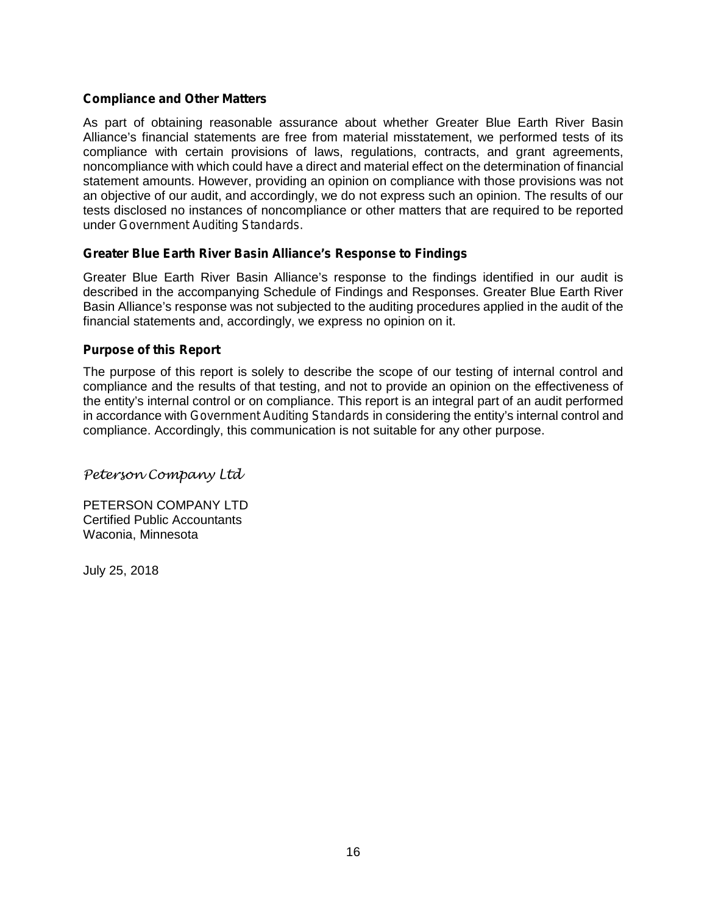**Compliance and Other Matters**

As part of obtaining reasonable assurance about whether Greater Blue Earth River Basin Alliance's financial statements are free from material misstatement, we performed tests of its compliance with certain provisions of laws, regulations, contracts, and grant agreements, noncompliance with which could have a direct and material effect on the determination of financial statement amounts. However, providing an opinion on compliance with those provisions was not an objective of our audit, and accordingly, we do not express such an opinion. The results of our tests disclosed no instances of noncompliance or other matters that are required to be reported under *Government Auditing Standards*.

**Greater Blue Earth River Basin Alliance's Response to Findings**

Greater Blue Earth River Basin Alliance's response to the findings identified in our audit is described in the accompanying Schedule of Findings and Responses. Greater Blue Earth River Basin Alliance's response was not subjected to the auditing procedures applied in the audit of the financial statements and, accordingly, we express no opinion on it.

**Purpose of this Report**

The purpose of this report is solely to describe the scope of our testing of internal control and compliance and the results of that testing, and not to provide an opinion on the effectiveness of the entity's internal control or on compliance. This report is an integral part of an audit performed in accordance with *Government Auditing Standards* in considering the entity's internal control and compliance. Accordingly, this communication is not suitable for any other purpose.

*Peterson Company Ltd*

PETERSON COMPANY LTD
Certified Public Accountants
Waconia, Minnesota

July 25, 2018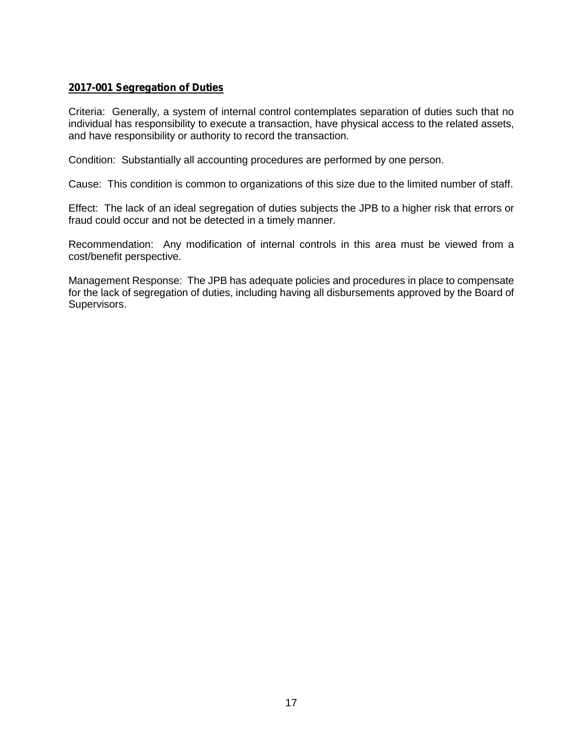**2017-001 Segregation of Duties**

Criteria: Generally, a system of internal control contemplates separation of duties such that no individual has responsibility to execute a transaction, have physical access to the related assets, and have responsibility or authority to record the transaction.

Condition: Substantially all accounting procedures are performed by one person.

Cause: This condition is common to organizations of this size due to the limited number of staff.

Effect: The lack of an ideal segregation of duties subjects the JPB to a higher risk that errors or fraud could occur and not be detected in a timely manner.

Recommendation: Any modification of internal controls in this area must be viewed from a cost/benefit perspective.

Management Response: The JPB has adequate policies and procedures in place to compensate for the lack of segregation of duties, including having all disbursements approved by the Board of Supervisors.